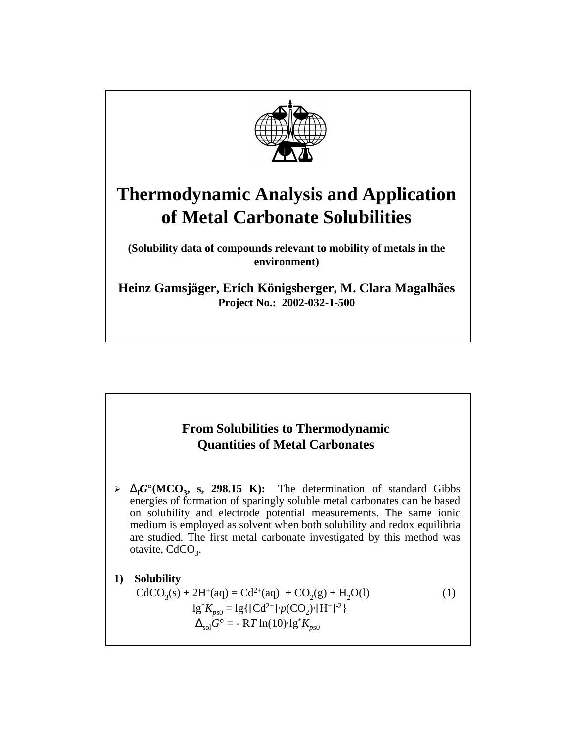# Thermodynamic Analysis and Application of Metal Carbonate Solubilities

**(Solubility data of compounds relevant to mobility of metals in the environment)**

**Heinz Gamsjäger, Erich Königsberger, M. Clara Magalhães**

**Project No.: 2002-032-1-500**

## From Solubilities to Thermodynamic Quantities of Metal Carbonates

- **$\Delta_f G°(MCO_3$, s, 298.15 K):** The determination of standard Gibbs energies of formation of sparingly soluble metal carbonates can be based on solubility and electrode potential measurements. The same ionic medium is employed as solvent when both solubility and redox equilibria are studied. The first metal carbonate investigated by this method was otavite, $CdCO_3$.

**1) Solubility**

$$CdCO_3(s) + 2H^+(aq) = Cd^{2+}(aq) + CO_2(g) + H_2O(l) \qquad (1)$$

$$\lg{}^*K_{ps0} = \lg\{[Cd^{2+}]\cdot p(CO_2)\cdot[H^+]^{-2}\}$$

$$\Delta_{sol}G° = -RT\ln(10)\cdot\lg{}^*K_{ps0}$$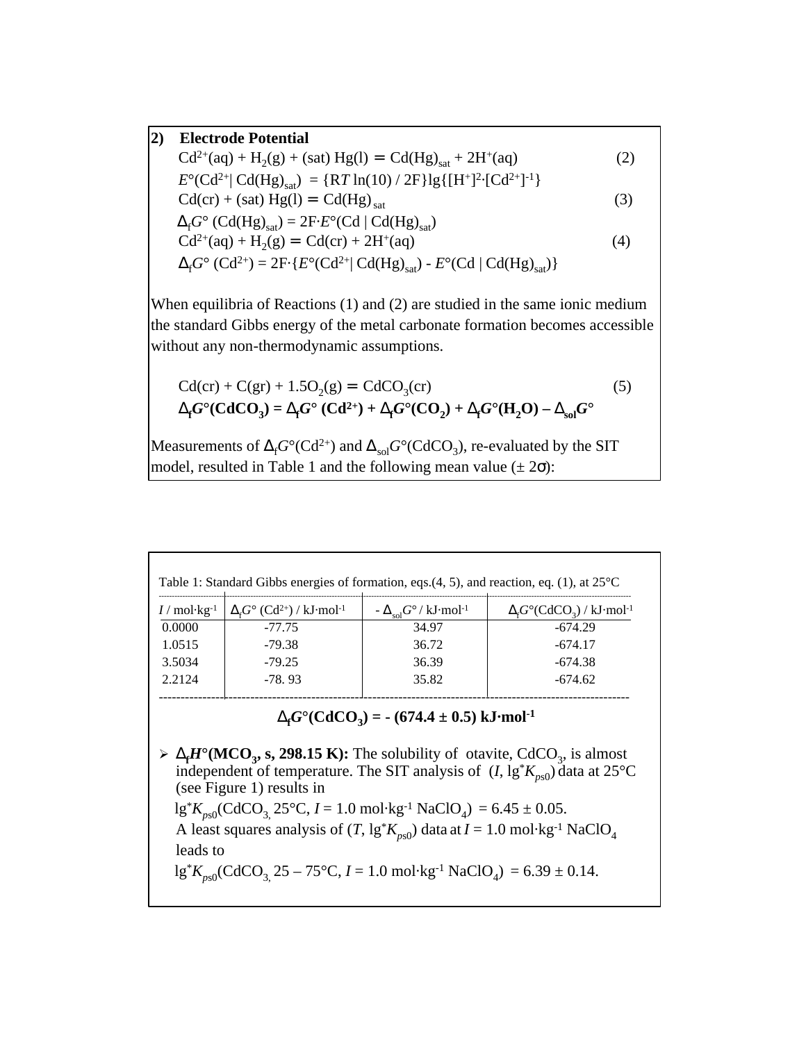**2) Electrode Potential**

$Cd^{2+}(aq) + H_2(g) + (sat)\ Hg(l) = Cd(Hg)_{sat} + 2H^+(aq)$ (2)

$E°(Cd^{2+}|\ Cd(Hg)_{sat}) = \{RT\ \ln(10) / 2F\}\lg\{[H^+]^2\cdot[Cd^{2+}]^{-1}\}$

$Cd(cr) + (sat)\ Hg(l) = Cd(Hg)_{sat}$ (3)

$\Delta_f G°\ (Cd(Hg)_{sat}) = 2F\cdot E°(Cd\ |\ Cd(Hg)_{sat})$

$Cd^{2+}(aq) + H_2(g) = Cd(cr) + 2H^+(aq)$ (4)

$\Delta_f G°\ (Cd^{2+}) = 2F\cdot\{E°(Cd^{2+}|\ Cd(Hg)_{sat}) - E°(Cd\ |\ Cd(Hg)_{sat})\}$

When equilibria of Reactions (1) and (2) are studied in the same ionic medium the standard Gibbs energy of the metal carbonate formation becomes accessible without any non-thermodynamic assumptions.

$Cd(cr) + C(gr) + 1.5O_2(g) = CdCO_3(cr)$ (5)

$\mathbf{\Delta_f G°(CdCO_3) = \Delta_f G°\ (Cd^{2+}) + \Delta_f G°(CO_2) + \Delta_f G°(H_2O) - \Delta_{sol} G°}$

Measurements of $\Delta_f G°(Cd^{2+})$ and $\Delta_{sol} G°(CdCO_3)$, re-evaluated by the SIT model, resulted in Table 1 and the following mean value (± 2σ):

Table 1: Standard Gibbs energies of formation, eqs.(4, 5), and reaction, eq. (1), at 25°C

| $I$ / mol·kg$^{-1}$ | $\Delta_f G°\ (Cd^{2+})$ / kJ·mol$^{-1}$ | $-\Delta_{sol} G°$ / kJ·mol$^{-1}$ | $\Delta_f G°(CdCO_3)$ / kJ·mol$^{-1}$ |
|---|---|---|---|
| 0.0000 | -77.75 | 34.97 | -674.29 |
| 1.0515 | -79.38 | 36.72 | -674.17 |
| 3.5034 | -79.25 | 36.39 | -674.38 |
| 2.2124 | -78. 93 | 35.82 | -674.62 |

$$\mathbf{\Delta_f G°(CdCO_3) = -(674.4 \pm 0.5)\ kJ\cdot mol^{-1}}$$

- **$\Delta_f H°(MCO_3$, s, 298.15 K):** The solubility of otavite, $CdCO_3$, is almost independent of temperature. The SIT analysis of ($I$, $\lg{}^*K_{ps0}$) data at 25°C (see Figure 1) results in

  $\lg{}^*K_{ps0}(CdCO_3$, 25°C, $I$ = 1.0 mol·kg$^{-1}$ $NaClO_4$) = 6.45 ± 0.05.

  A least squares analysis of ($T$, $\lg{}^*K_{ps0}$) data at $I$ = 1.0 mol·kg$^{-1}$ $NaClO_4$ leads to

  $\lg{}^*K_{ps0}(CdCO_3$, 25 – 75°C, $I$ = 1.0 mol·kg$^{-1}$ $NaClO_4$) = 6.39 ± 0.14.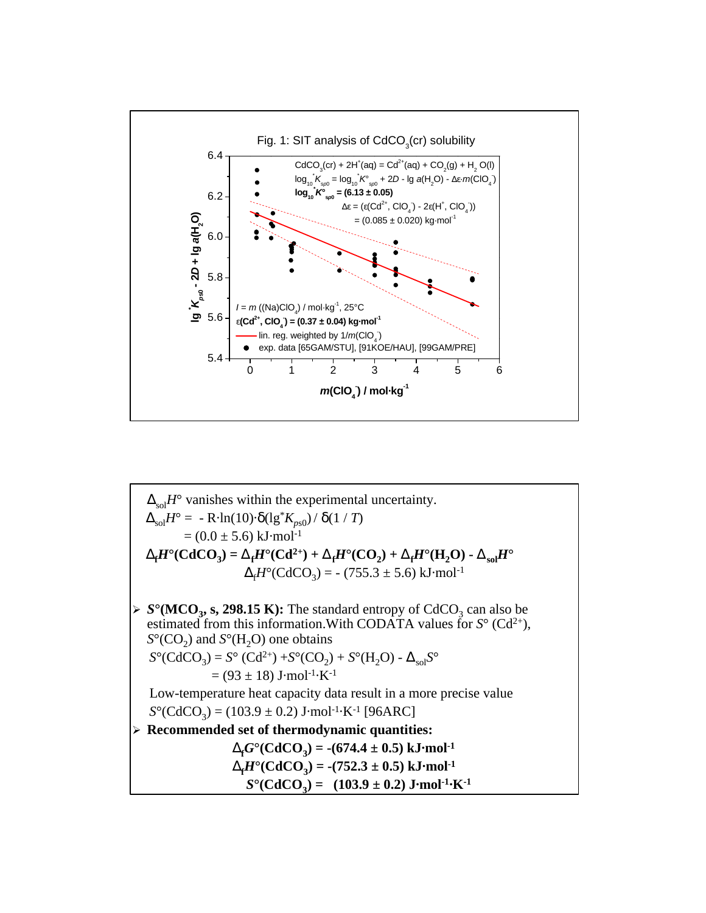Fig. 1: SIT analysis of $CdCO_3$(cr) solubility

$CdCO_3(cr) + 2H^+(aq) = Cd^{2+}(aq) + CO_2(g) + H_2O(l)$

$\log_{10}{}^*K_{sp0} = \log_{10}{}^*K^\circ_{sp0} + 2D - \lg a(H_2O) - \Delta\varepsilon \cdot m(ClO_4^-)$

$\log_{10}{}^*K^\circ_{sp0} = (6.13 \pm 0.05)$

$\Delta\varepsilon = (\varepsilon(Cd^{2+}, ClO_4^-) - 2\varepsilon(H^+, ClO_4^-))$

$= (0.085 \pm 0.020)$ kg·mol$^{-1}$

$I = m$ ((Na)$ClO_4$) / mol·kg$^{-1}$, 25°C

$\varepsilon(Cd^{2+}, ClO_4^-) = (0.37 \pm 0.04)$ kg·mol$^{-1}$

lin. reg. weighted by $1/m(ClO_4^-)$

exp. data [65GAM/STU], [91KOE/HAU], [99GAM/PRE]

$\lg {}^*K_{ps0} - 2D + \lg a(H_2O)$

$m(ClO_4^-)$ / mol·kg$^{-1}$

6.4
6.2
6.0
5.8
5.6
5.4

0 1 2 3 4 5 6

$\Delta_{sol}H^\circ$ vanishes within the experimental uncertainty.

$\Delta_{sol}H^\circ = -R \cdot \ln(10) \cdot \delta(\lg{}^*K_{ps0}) / \delta(1/T)$

$= (0.0 \pm 5.6)$ kJ·mol$^{-1}$

$\Delta_f H^\circ(CdCO_3) = \Delta_f H^\circ(Cd^{2+}) + \Delta_f H^\circ(CO_2) + \Delta_f H^\circ(H_2O) - \Delta_{sol}H^\circ$

$\Delta_f H^\circ(CdCO_3) = -(755.3 \pm 5.6)$ kJ·mol$^{-1}$

- **$S^\circ(MCO_3$, s, 298.15 K):** The standard entropy of $CdCO_3$ can also be estimated from this information. With CODATA values for $S^\circ(Cd^{2+})$, $S^\circ(CO_2)$ and $S^\circ(H_2O)$ one obtains

  $S^\circ(CdCO_3) = S^\circ(Cd^{2+}) + S^\circ(CO_2) + S^\circ(H_2O) - \Delta_{sol}S^\circ$

  $= (93 \pm 18)$ J·mol$^{-1}$·K$^{-1}$

  Low-temperature heat capacity data result in a more precise value

  $S^\circ(CdCO_3) = (103.9 \pm 0.2)$ J·mol$^{-1}$·K$^{-1}$ [96ARC]

- **Recommended set of thermodynamic quantities:**

  **$\Delta_f G^\circ(CdCO_3) = -(674.4 \pm 0.5)$ kJ·mol$^{-1}$**

  **$\Delta_f H^\circ(CdCO_3) = -(752.3 \pm 0.5)$ kJ·mol$^{-1}$**

  **$S^\circ(CdCO_3) = (103.9 \pm 0.2)$ J·mol$^{-1}$·K$^{-1}$**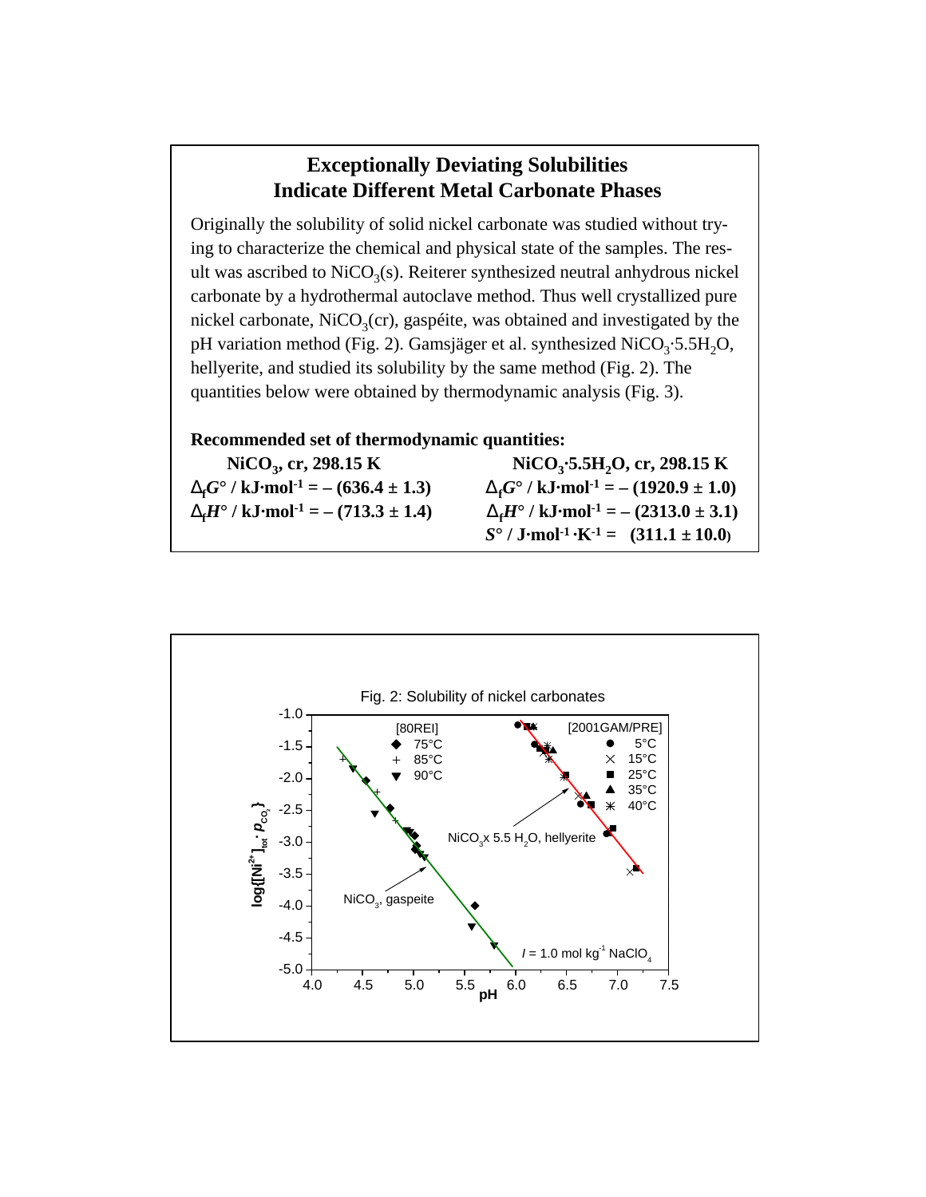## Exceptionally Deviating Solubilities Indicate Different Metal Carbonate Phases

Originally the solubility of solid nickel carbonate was studied without trying to characterize the chemical and physical state of the samples. The result was ascribed to $NiCO_3$(s). Reiterer synthesized neutral anhydrous nickel carbonate by a hydrothermal autoclave method. Thus well crystallized pure nickel carbonate, $NiCO_3$(cr), gaspéite, was obtained and investigated by the pH variation method (Fig. 2). Gamsjäger et al. synthesized $NiCO_3{\cdot}5.5H_2O$, hellyerite, and studied its solubility by the same method (Fig. 2). The quantities below were obtained by thermodynamic analysis (Fig. 3).

**Recommended set of thermodynamic quantities:**

| $NiCO_3$, cr, 298.15 K | $NiCO_3{\cdot}5.5H_2O$, cr, 298.15 K |
|---|---|
| $\Delta_f G° / kJ{\cdot}mol^{-1} = -(636.4 \pm 1.3)$ | $\Delta_f G° / kJ{\cdot}mol^{-1} = -(1920.9 \pm 1.0)$ |
| $\Delta_f H° / kJ{\cdot}mol^{-1} = -(713.3 \pm 1.4)$ | $\Delta_f H° / kJ{\cdot}mol^{-1} = -(2313.0 \pm 3.1)$ |
| | $S° / J{\cdot}mol^{-1}{\cdot}K^{-1} = (311.1 \pm 10.0)$ |

Fig. 2: Solubility of nickel carbonates

[80REI]
75°C
85°C
90°C

[2001GAM/PRE]
5°C
15°C
25°C
35°C
40°C

$NiCO_3$ x 5.5 $H_2O$, hellyerite

$NiCO_3$, gaspeite

$I$ = 1.0 mol kg$^{-1}$ $NaClO_4$

$\log\{[Ni^{2+}]_{tot} \cdot p_{CO_2}\}$

-1.0 -1.5 -2.0 -2.5 -3.0 -3.5 -4.0 -4.5 -5.0

4.0 4.5 5.0 5.5 6.0 6.5 7.0 7.5

pH